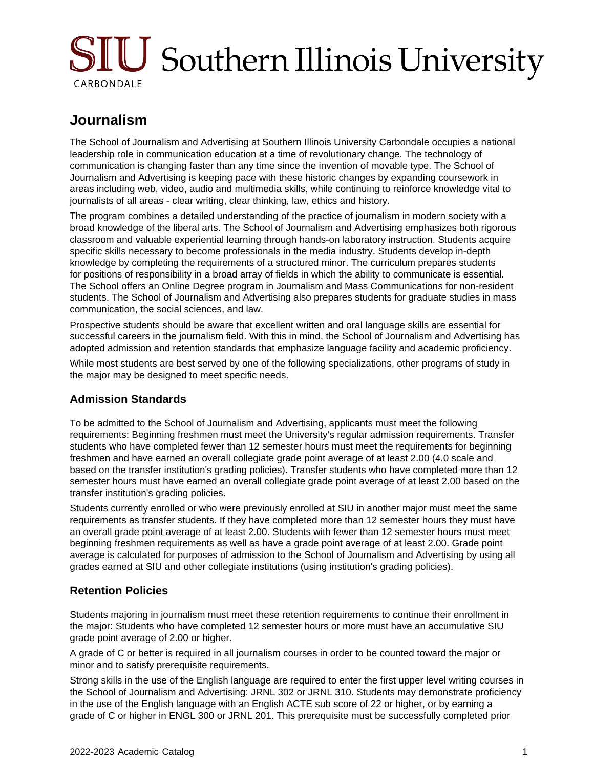# Journalism

The School of Journalism and Advertising at Southern Illinois University Carbondale occupies a national leadership role in communication education at a time of revolutionary change. The technology of communication is changing faster than any time since the invention of movable type. The School of Journalism and Advertising is keeping pace with these historic changes by expanding coursework in areas including web, video, audio and multimedia skills, while continuing to reinforce knowledge vital to journalists of all areas - clear writing, clear thinking, law, ethics and history.

The program combines a detailed understanding of the practice of journalism in modern society with a broad knowledge of the liberal arts. The School of Journalism and Advertising emphasizes both rigorous classroom and valuable experiential learning through hands-on laboratory instruction. Students acquire specific skills necessary to become professionals in the media industry. Students develop in-depth knowledge by completing the requirements of a structured minor. The curriculum prepares students for positions of responsibility in a broad array of fields in which the ability to communicate is essential. The School offers an Online Degree program in Journalism and Mass Communications for non-resident students. The School of Journalism and Advertising also prepares students for graduate studies in mass communication, the social sciences, and law.

Prospective students should be aware that excellent written and oral language skills are essential for successful careers in the journalism field. With this in mind, the School of Journalism and Advertising has adopted admission and retention standards that emphasize language facility and academic proficiency.

While most students are best served by one of the following specializations, other programs of study in the major may be designed to meet specific needs.

## Admission Standards

To be admitted to the School of Journalism and Advertising, applicants must meet the following requirements: Beginning freshmen must meet the University's regular admission requirements. Transfer students who have completed fewer than 12 semester hours must meet the requirements for beginning freshmen and have earned an overall collegiate grade point average of at least 2.00 (4.0 scale and based on the transfer institution's grading policies). Transfer students who have completed more than 12 semester hours must have earned an overall collegiate grade point average of at least 2.00 based on the transfer institution's grading policies.

Students currently enrolled or who were previously enrolled at SIU in another major must meet the same requirements as transfer students. If they have completed more than 12 semester hours they must have an overall grade point average of at least 2.00. Students with fewer than 12 semester hours must meet beginning freshmen requirements as well as have a grade point average of at least 2.00. Grade point average is calculated for purposes of admission to the School of Journalism and Advertising by using all grades earned at SIU and other collegiate institutions (using institution's grading policies).

## Retention Policies

Students majoring in journalism must meet these retention requirements to continue their enrollment in the major: Students who have completed 12 semester hours or more must have an accumulative SIU grade point average of 2.00 or higher.

A grade of C or better is required in all journalism courses in order to be counted toward the major or minor and to satisfy prerequisite requirements.

Strong skills in the use of the English language are required to enter the first upper level writing courses in the School of Journalism and Advertising: JRNL 302 or JRNL 310. Students may demonstrate proficiency in the use of the English language with an English ACTE sub score of 22 or higher, or by earning a grade of C or higher in ENGL 300 or JRNL 201. This prerequisite must be successfully completed prior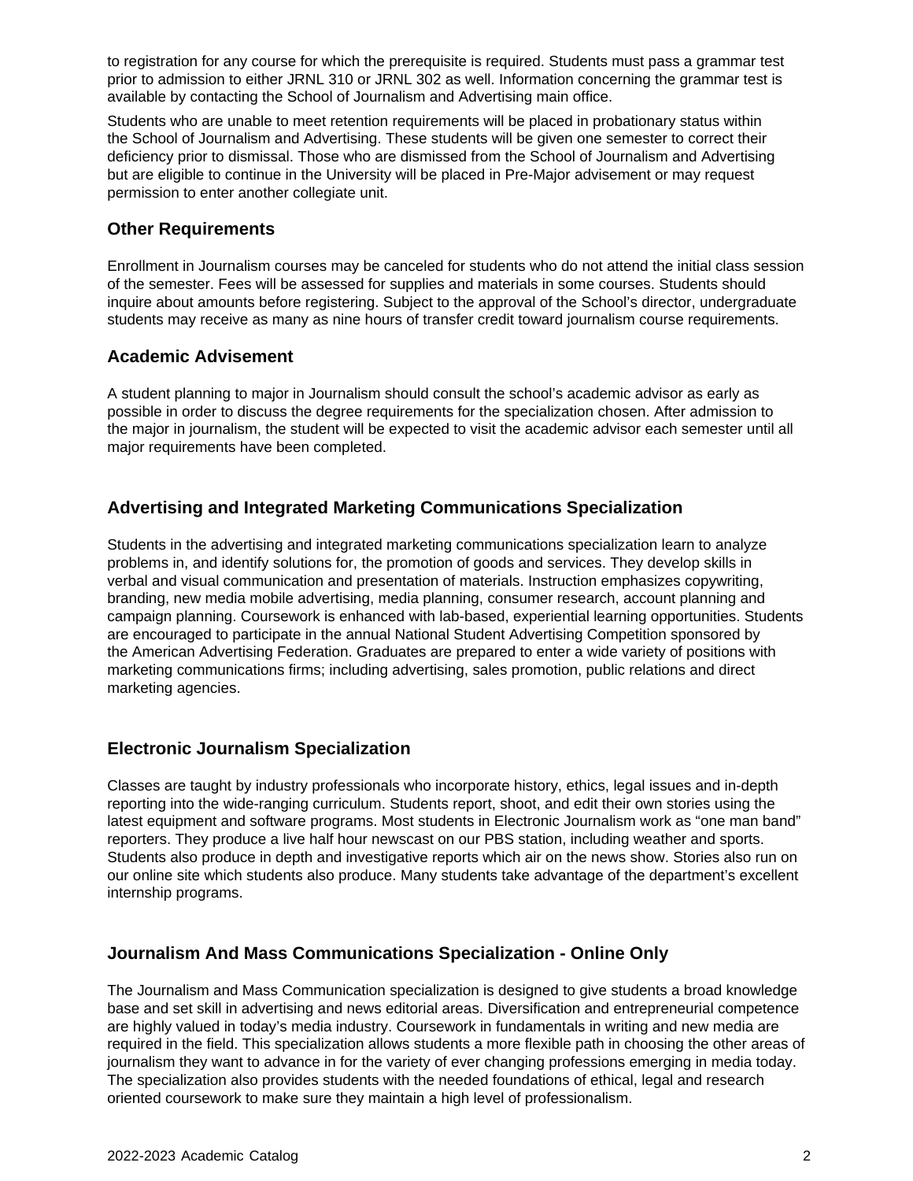to registration for any course for which the prerequisite is required. Students must pass a grammar test prior to admission to either JRNL 310 or JRNL 302 as well. Information concerning the grammar test is available by contacting the School of Journalism and Advertising main office.

Students who are unable to meet retention requirements will be placed in probationary status within the School of Journalism and Advertising. These students will be given one semester to correct their deficiency prior to dismissal. Those who are dismissed from the School of Journalism and Advertising but are eligible to continue in the University will be placed in Pre-Major advisement or may request permission to enter another collegiate unit.

### Other Requirements

Enrollment in Journalism courses may be canceled for students who do not attend the initial class session of the semester. Fees will be assessed for supplies and materials in some courses. Students should inquire about amounts before registering. Subject to the approval of the School's director, undergraduate students may receive as many as nine hours of transfer credit toward journalism course requirements.

### Academic Advisement

A student planning to major in Journalism should consult the school's academic advisor as early as possible in order to discuss the degree requirements for the specialization chosen. After admission to the major in journalism, the student will be expected to visit the academic advisor each semester until all major requirements have been completed.

### Advertising and Integrated Marketing Communications Specialization

Students in the advertising and integrated marketing communications specialization learn to analyze problems in, and identify solutions for, the promotion of goods and services. They develop skills in verbal and visual communication and presentation of materials. Instruction emphasizes copywriting, branding, new media mobile advertising, media planning, consumer research, account planning and campaign planning. Coursework is enhanced with lab-based, experiential learning opportunities. Students are encouraged to participate in the annual National Student Advertising Competition sponsored by the American Advertising Federation. Graduates are prepared to enter a wide variety of positions with marketing communications firms; including advertising, sales promotion, public relations and direct marketing agencies.

### Electronic Journalism Specialization

Classes are taught by industry professionals who incorporate history, ethics, legal issues and in-depth reporting into the wide-ranging curriculum. Students report, shoot, and edit their own stories using the latest equipment and software programs. Most students in Electronic Journalism work as "one man band" reporters. They produce a live half hour newscast on our PBS station, including weather and sports. Students also produce in depth and investigative reports which air on the news show. Stories also run on our online site which students also produce. Many students take advantage of the department's excellent internship programs.

### Journalism And Mass Communications Specialization - Online Only

The Journalism and Mass Communication specialization is designed to give students a broad knowledge base and set skill in advertising and news editorial areas. Diversification and entrepreneurial competence are highly valued in today's media industry. Coursework in fundamentals in writing and new media are required in the field. This specialization allows students a more flexible path in choosing the other areas of journalism they want to advance in for the variety of ever changing professions emerging in media today. The specialization also provides students with the needed foundations of ethical, legal and research oriented coursework to make sure they maintain a high level of professionalism.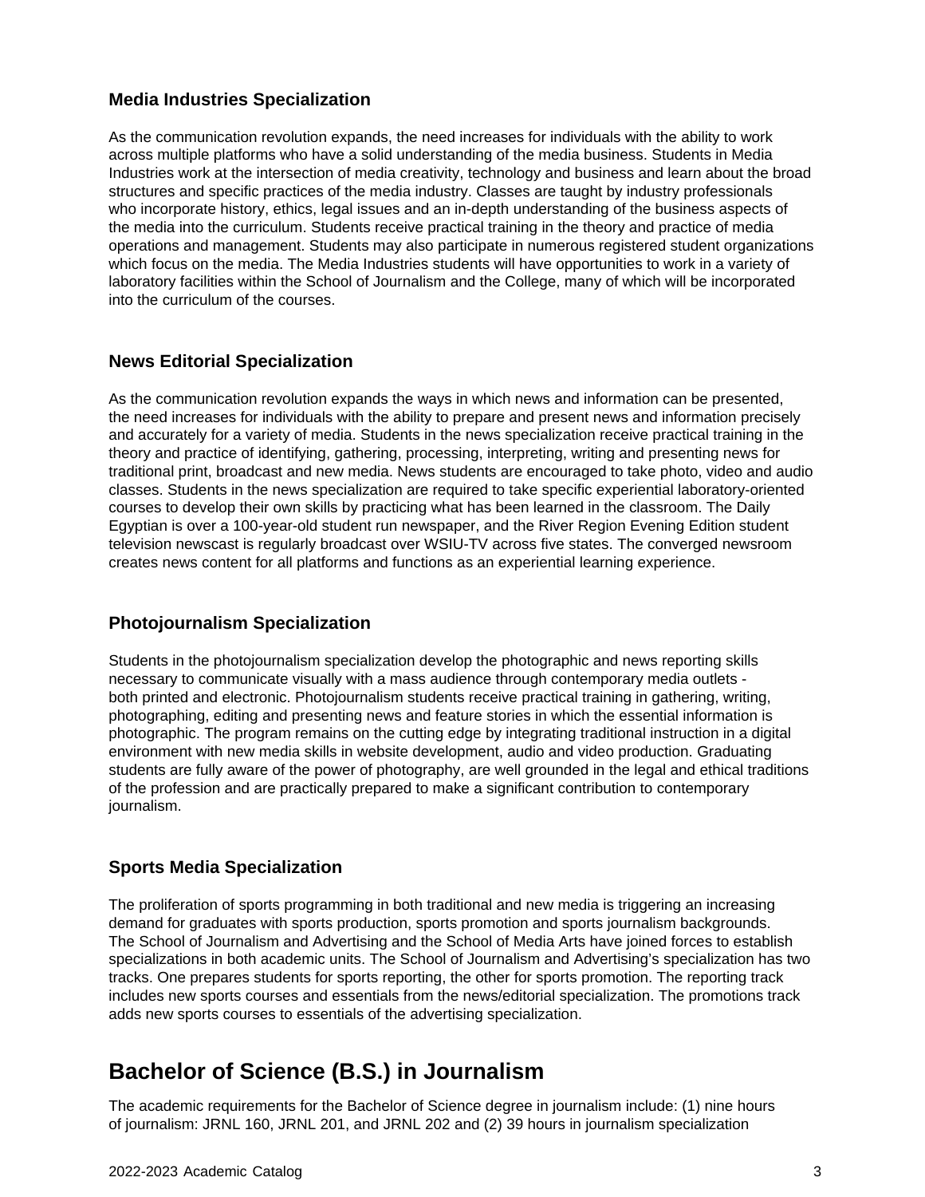### Media Industries Specialization

As the communication revolution expands, the need increases for individuals with the ability to work across multiple platforms who have a solid understanding of the media business. Students in Media Industries work at the intersection of media creativity, technology and business and learn about the broad structures and specific practices of the media industry. Classes are taught by industry professionals who incorporate history, ethics, legal issues and an in-depth understanding of the business aspects of the media into the curriculum. Students receive practical training in the theory and practice of media operations and management. Students may also participate in numerous registered student organizations which focus on the media. The Media Industries students will have opportunities to work in a variety of laboratory facilities within the School of Journalism and the College, many of which will be incorporated into the curriculum of the courses.

### News Editorial Specialization

As the communication revolution expands the ways in which news and information can be presented, the need increases for individuals with the ability to prepare and present news and information precisely and accurately for a variety of media. Students in the news specialization receive practical training in the theory and practice of identifying, gathering, processing, interpreting, writing and presenting news for traditional print, broadcast and new media. News students are encouraged to take photo, video and audio classes. Students in the news specialization are required to take specific experiential laboratory-oriented courses to develop their own skills by practicing what has been learned in the classroom. The Daily Egyptian is over a 100-year-old student run newspaper, and the River Region Evening Edition student television newscast is regularly broadcast over WSIU-TV across five states. The converged newsroom creates news content for all platforms and functions as an experiential learning experience.

### Photojournalism Specialization

Students in the photojournalism specialization develop the photographic and news reporting skills necessary to communicate visually with a mass audience through contemporary media outlets - both printed and electronic. Photojournalism students receive practical training in gathering, writing, photographing, editing and presenting news and feature stories in which the essential information is photographic. The program remains on the cutting edge by integrating traditional instruction in a digital environment with new media skills in website development, audio and video production. Graduating students are fully aware of the power of photography, are well grounded in the legal and ethical traditions of the profession and are practically prepared to make a significant contribution to contemporary journalism.

### Sports Media Specialization

The proliferation of sports programming in both traditional and new media is triggering an increasing demand for graduates with sports production, sports promotion and sports journalism backgrounds. The School of Journalism and Advertising and the School of Media Arts have joined forces to establish specializations in both academic units. The School of Journalism and Advertising's specialization has two tracks. One prepares students for sports reporting, the other for sports promotion. The reporting track includes new sports courses and essentials from the news/editorial specialization. The promotions track adds new sports courses to essentials of the advertising specialization.

## Bachelor of Science (B.S.) in Journalism

The academic requirements for the Bachelor of Science degree in journalism include: (1) nine hours of journalism: JRNL 160, JRNL 201, and JRNL 202 and (2) 39 hours in journalism specialization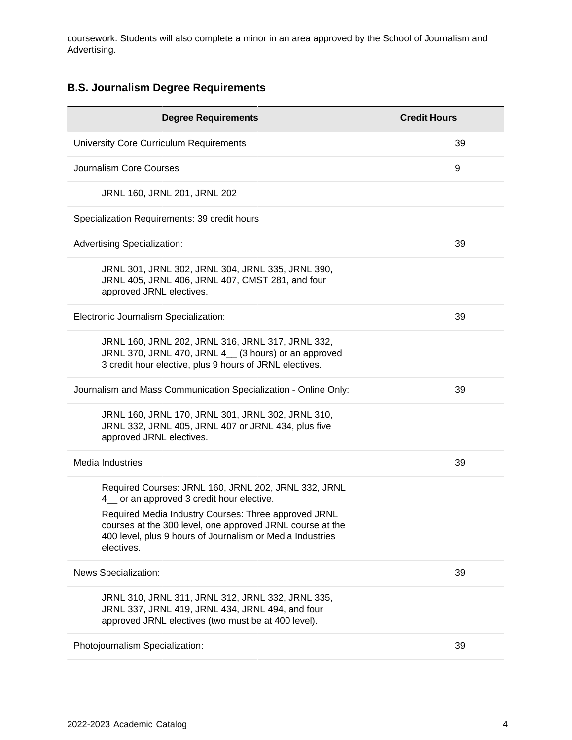coursework. Students will also complete a minor in an area approved by the School of Journalism and Advertising.

### B.S. Journalism Degree Requirements

| Degree Requirements | Credit Hours |
|---|---|
| University Core Curriculum Requirements | 39 |
| Journalism Core Courses | 9 |
| JRNL 160, JRNL 201, JRNL 202 | |
| Specialization Requirements: 39 credit hours | |
| Advertising Specialization: | 39 |
| JRNL 301, JRNL 302, JRNL 304, JRNL 335, JRNL 390, JRNL 405, JRNL 406, JRNL 407, CMST 281, and four approved JRNL electives. | |
| Electronic Journalism Specialization: | 39 |
| JRNL 160, JRNL 202, JRNL 316, JRNL 317, JRNL 332, JRNL 370, JRNL 470, JRNL 4__ (3 hours) or an approved 3 credit hour elective, plus 9 hours of JRNL electives. | |
| Journalism and Mass Communication Specialization - Online Only: | 39 |
| JRNL 160, JRNL 170, JRNL 301, JRNL 302, JRNL 310, JRNL 332, JRNL 405, JRNL 407 or JRNL 434, plus five approved JRNL electives. | |
| Media Industries | 39 |
| Required Courses: JRNL 160, JRNL 202, JRNL 332, JRNL 4__ or an approved 3 credit hour elective.<br>Required Media Industry Courses: Three approved JRNL courses at the 300 level, one approved JRNL course at the 400 level, plus 9 hours of Journalism or Media Industries electives. | |
| News Specialization: | 39 |
| JRNL 310, JRNL 311, JRNL 312, JRNL 332, JRNL 335, JRNL 337, JRNL 419, JRNL 434, JRNL 494, and four approved JRNL electives (two must be at 400 level). | |
| Photojournalism Specialization: | 39 |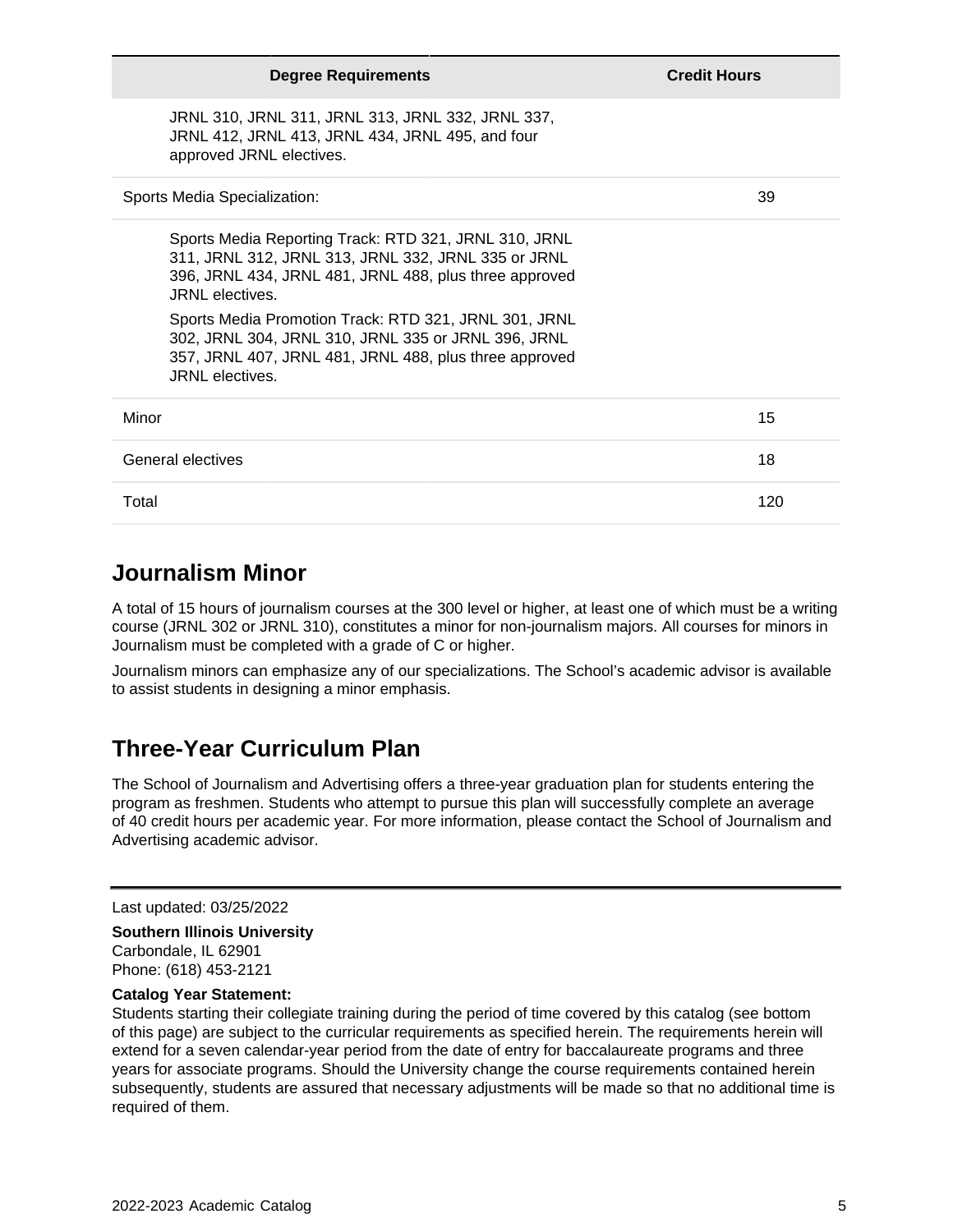| Degree Requirements | Credit Hours |
|---|---|
| JRNL 310, JRNL 311, JRNL 313, JRNL 332, JRNL 337, JRNL 412, JRNL 413, JRNL 434, JRNL 495, and four approved JRNL electives. | |
| Sports Media Specialization: | 39 |
| Sports Media Reporting Track: RTD 321, JRNL 310, JRNL 311, JRNL 312, JRNL 313, JRNL 332, JRNL 335 or JRNL 396, JRNL 434, JRNL 481, JRNL 488, plus three approved JRNL electives.<br><br>Sports Media Promotion Track: RTD 321, JRNL 301, JRNL 302, JRNL 304, JRNL 310, JRNL 335 or JRNL 396, JRNL 357, JRNL 407, JRNL 481, JRNL 488, plus three approved JRNL electives. | |
| Minor | 15 |
| General electives | 18 |
| Total | 120 |

## Journalism Minor

A total of 15 hours of journalism courses at the 300 level or higher, at least one of which must be a writing course (JRNL 302 or JRNL 310), constitutes a minor for non-journalism majors. All courses for minors in Journalism must be completed with a grade of C or higher.

Journalism minors can emphasize any of our specializations. The School's academic advisor is available to assist students in designing a minor emphasis.

## Three-Year Curriculum Plan

The School of Journalism and Advertising offers a three-year graduation plan for students entering the program as freshmen. Students who attempt to pursue this plan will successfully complete an average of 40 credit hours per academic year. For more information, please contact the School of Journalism and Advertising academic advisor.

---

Last updated: 03/25/2022

**Southern Illinois University**
Carbondale, IL 62901
Phone: (618) 453-2121

**Catalog Year Statement:**
Students starting their collegiate training during the period of time covered by this catalog (see bottom of this page) are subject to the curricular requirements as specified herein. The requirements herein will extend for a seven calendar-year period from the date of entry for baccalaureate programs and three years for associate programs. Should the University change the course requirements contained herein subsequently, students are assured that necessary adjustments will be made so that no additional time is required of them.

2022-2023 Academic Catalog